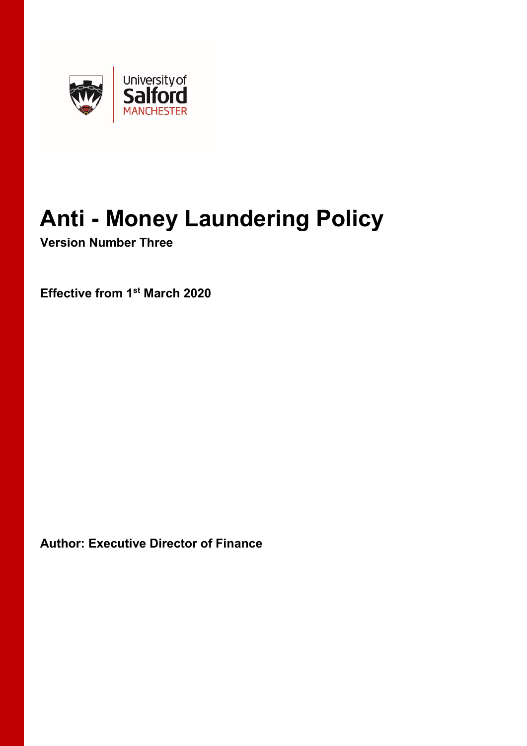# Anti - Money Laundering Policy

**Version Number Three**

**Effective from 1st March 2020**

**Author: Executive Director of Finance**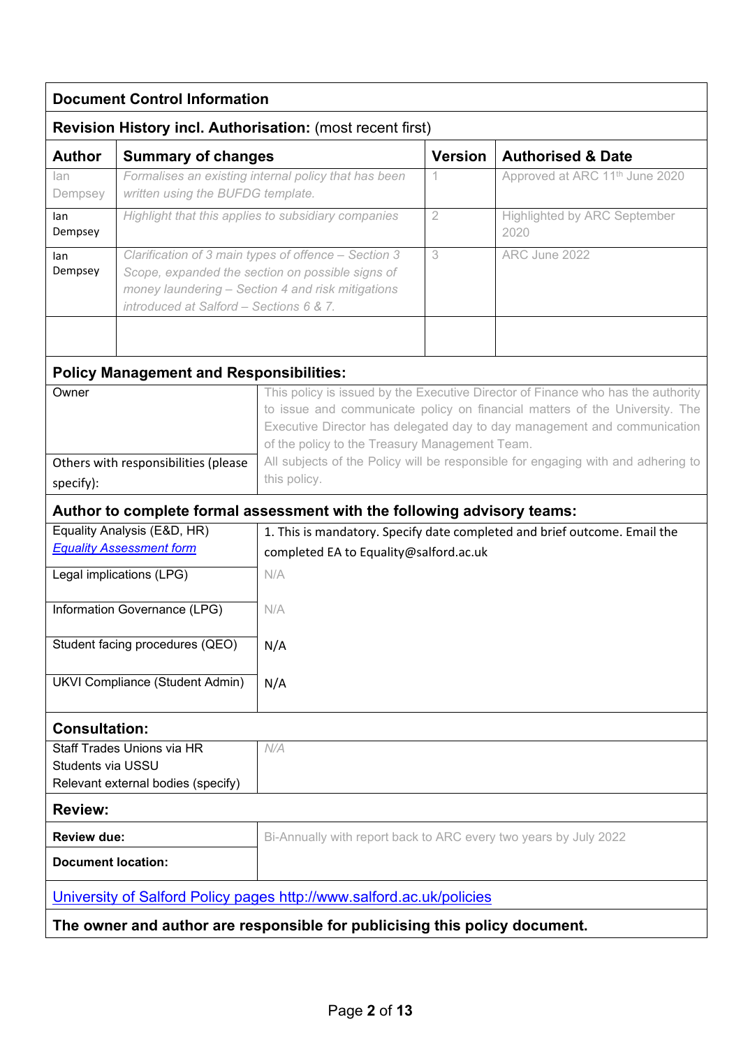## Document Control Information

### Revision History incl. Authorisation: (most recent first)

| Author | Summary of changes | Version | Authorised & Date |
|---|---|---|---|
| Ian Dempsey | *Formalises an existing internal policy that has been written using the BUFDG template.* | 1 | Approved at ARC 11th June 2020 |
| Ian Dempsey | *Highlight that this applies to subsidiary companies* | 2 | Highlighted by ARC September 2020 |
| Ian Dempsey | *Clarification of 3 main types of offence – Section 3 Scope, expanded the section on possible signs of money laundering – Section 4 and risk mitigations introduced at Salford – Sections 6 & 7.* | 3 | ARC June 2022 |
| | | | |

### Policy Management and Responsibilities:

| | |
|---|---|
| Owner | This policy is issued by the Executive Director of Finance who has the authority to issue and communicate policy on financial matters of the University. The Executive Director has delegated day to day management and communication of the policy to the Treasury Management Team. |
| Others with responsibilities (please specify): | All subjects of the Policy will be responsible for engaging with and adhering to this policy. |

### Author to complete formal assessment with the following advisory teams:

| | |
|---|---|
| Equality Analysis (E&D, HR) [*Equality Assessment form*] | 1. This is mandatory. Specify date completed and brief outcome. Email the completed EA to Equality@salford.ac.uk |
| Legal implications (LPG) | N/A |
| Information Governance (LPG) | N/A |
| Student facing procedures (QEO) | N/A |
| UKVI Compliance (Student Admin) | N/A |

### Consultation:

| | |
|---|---|
| Staff Trades Unions via HR<br>Students via USSU<br>Relevant external bodies (specify) | *N/A* |

### Review:

| | |
|---|---|
| **Review due:** | Bi-Annually with report back to ARC every two years by July 2022 |
| **Document location:** | |

University of Salford Policy pages http://www.salford.ac.uk/policies

**The owner and author are responsible for publicising this policy document.**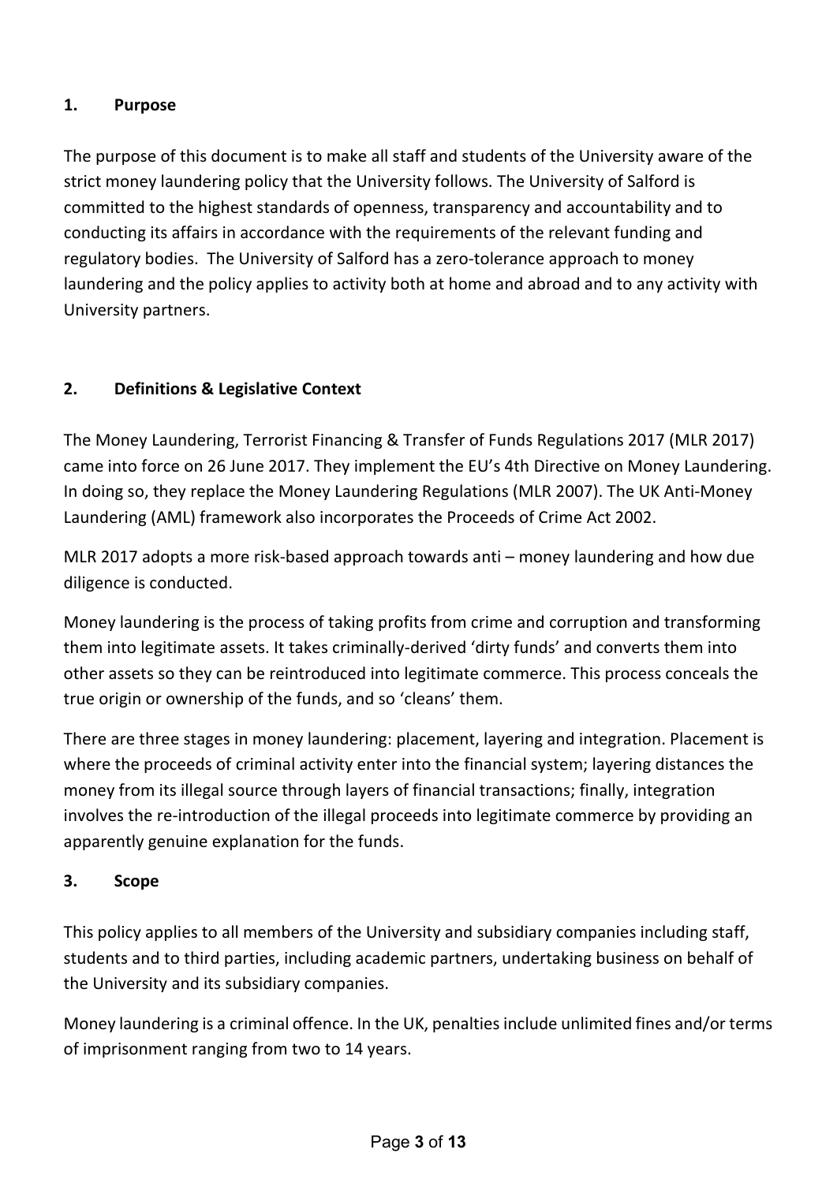## 1. Purpose

The purpose of this document is to make all staff and students of the University aware of the strict money laundering policy that the University follows. The University of Salford is committed to the highest standards of openness, transparency and accountability and to conducting its affairs in accordance with the requirements of the relevant funding and regulatory bodies. The University of Salford has a zero-tolerance approach to money laundering and the policy applies to activity both at home and abroad and to any activity with University partners.

## 2. Definitions & Legislative Context

The Money Laundering, Terrorist Financing & Transfer of Funds Regulations 2017 (MLR 2017) came into force on 26 June 2017. They implement the EU's 4th Directive on Money Laundering. In doing so, they replace the Money Laundering Regulations (MLR 2007). The UK Anti-Money Laundering (AML) framework also incorporates the Proceeds of Crime Act 2002.

MLR 2017 adopts a more risk-based approach towards anti – money laundering and how due diligence is conducted.

Money laundering is the process of taking profits from crime and corruption and transforming them into legitimate assets. It takes criminally-derived 'dirty funds' and converts them into other assets so they can be reintroduced into legitimate commerce. This process conceals the true origin or ownership of the funds, and so 'cleans' them.

There are three stages in money laundering: placement, layering and integration. Placement is where the proceeds of criminal activity enter into the financial system; layering distances the money from its illegal source through layers of financial transactions; finally, integration involves the re-introduction of the illegal proceeds into legitimate commerce by providing an apparently genuine explanation for the funds.

## 3. Scope

This policy applies to all members of the University and subsidiary companies including staff, students and to third parties, including academic partners, undertaking business on behalf of the University and its subsidiary companies.

Money laundering is a criminal offence. In the UK, penalties include unlimited fines and/or terms of imprisonment ranging from two to 14 years.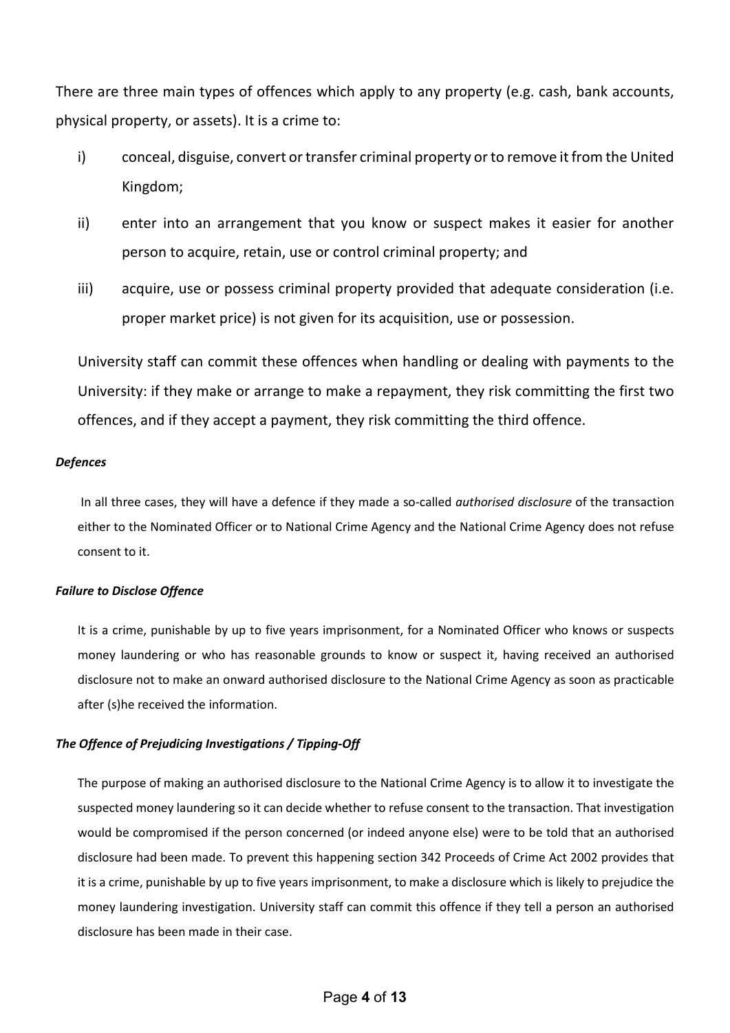There are three main types of offences which apply to any property (e.g. cash, bank accounts, physical property, or assets). It is a crime to:

i) conceal, disguise, convert or transfer criminal property or to remove it from the United Kingdom;

ii) enter into an arrangement that you know or suspect makes it easier for another person to acquire, retain, use or control criminal property; and

iii) acquire, use or possess criminal property provided that adequate consideration (i.e. proper market price) is not given for its acquisition, use or possession.

University staff can commit these offences when handling or dealing with payments to the University: if they make or arrange to make a repayment, they risk committing the first two offences, and if they accept a payment, they risk committing the third offence.

***Defences***

In all three cases, they will have a defence if they made a so-called *authorised disclosure* of the transaction either to the Nominated Officer or to National Crime Agency and the National Crime Agency does not refuse consent to it.

***Failure to Disclose Offence***

It is a crime, punishable by up to five years imprisonment, for a Nominated Officer who knows or suspects money laundering or who has reasonable grounds to know or suspect it, having received an authorised disclosure not to make an onward authorised disclosure to the National Crime Agency as soon as practicable after (s)he received the information.

***The Offence of Prejudicing Investigations / Tipping-Off***

The purpose of making an authorised disclosure to the National Crime Agency is to allow it to investigate the suspected money laundering so it can decide whether to refuse consent to the transaction. That investigation would be compromised if the person concerned (or indeed anyone else) were to be told that an authorised disclosure had been made. To prevent this happening section 342 Proceeds of Crime Act 2002 provides that it is a crime, punishable by up to five years imprisonment, to make a disclosure which is likely to prejudice the money laundering investigation. University staff can commit this offence if they tell a person an authorised disclosure has been made in their case.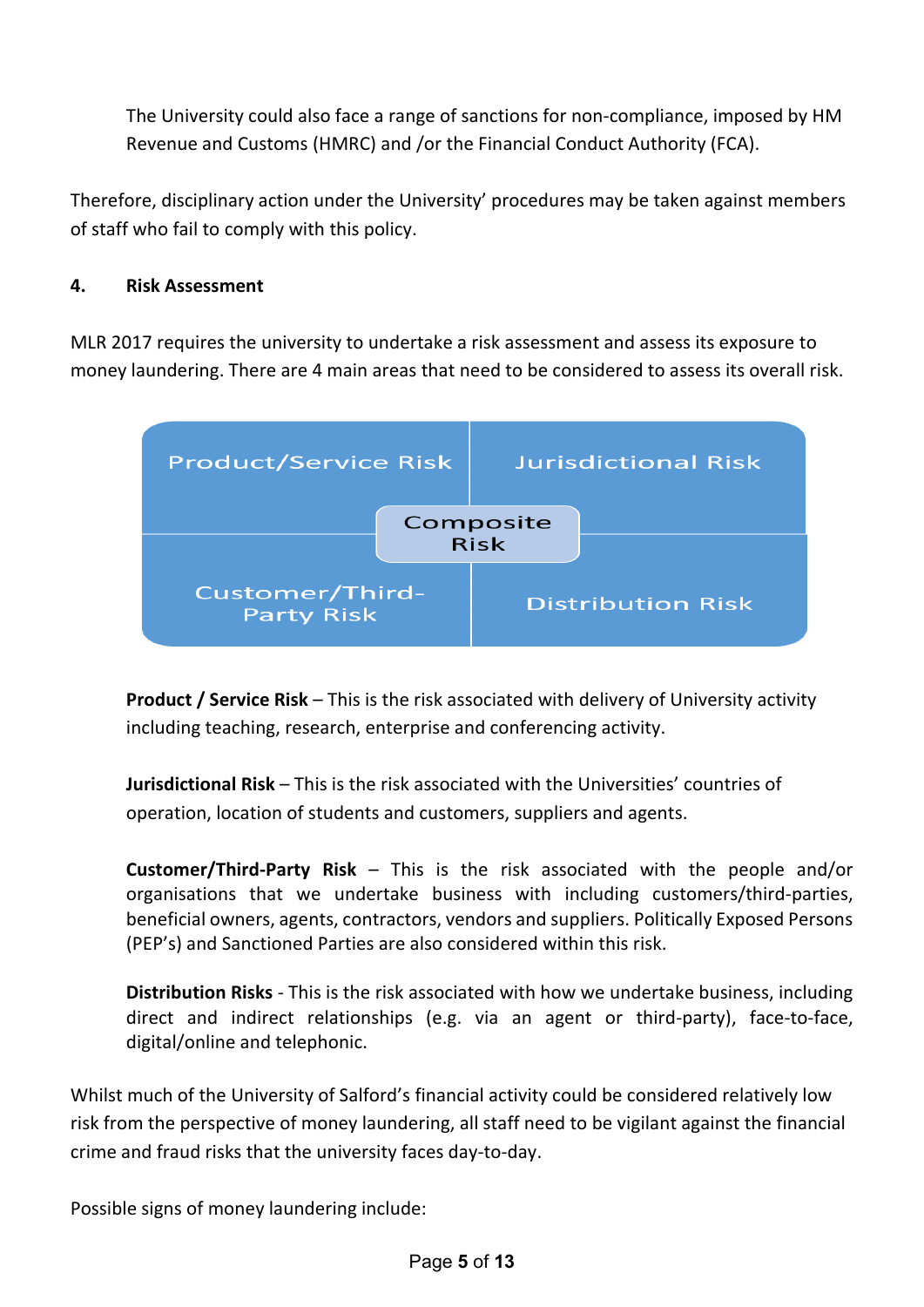The University could also face a range of sanctions for non-compliance, imposed by HM Revenue and Customs (HMRC) and /or the Financial Conduct Authority (FCA).

Therefore, disciplinary action under the University' procedures may be taken against members of staff who fail to comply with this policy.

**4. Risk Assessment**

MLR 2017 requires the university to undertake a risk assessment and assess its exposure to money laundering. There are 4 main areas that need to be considered to assess its overall risk.

| Product/Service Risk | Jurisdictional Risk |
|---|---|
| Customer/Third-Party Risk | Distribution Risk |

Composite Risk

**Product / Service Risk** – This is the risk associated with delivery of University activity including teaching, research, enterprise and conferencing activity.

**Jurisdictional Risk** – This is the risk associated with the Universities' countries of operation, location of students and customers, suppliers and agents.

**Customer/Third-Party Risk** – This is the risk associated with the people and/or organisations that we undertake business with including customers/third-parties, beneficial owners, agents, contractors, vendors and suppliers. Politically Exposed Persons (PEP's) and Sanctioned Parties are also considered within this risk.

**Distribution Risks** - This is the risk associated with how we undertake business, including direct and indirect relationships (e.g. via an agent or third-party), face-to-face, digital/online and telephonic.

Whilst much of the University of Salford's financial activity could be considered relatively low risk from the perspective of money laundering, all staff need to be vigilant against the financial crime and fraud risks that the university faces day-to-day.

Possible signs of money laundering include: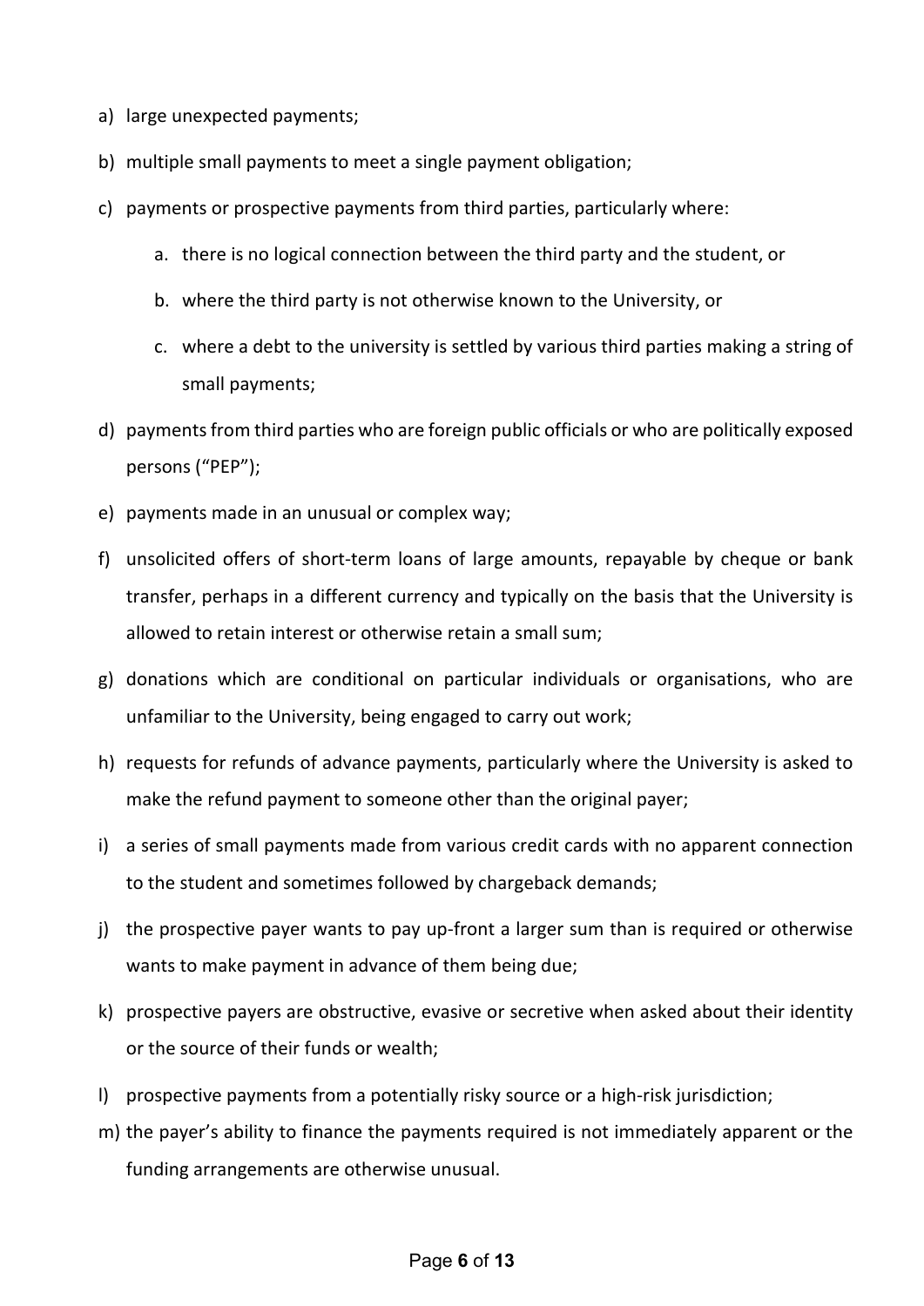a) large unexpected payments;

b) multiple small payments to meet a single payment obligation;

c) payments or prospective payments from third parties, particularly where:

    a. there is no logical connection between the third party and the student, or

    b. where the third party is not otherwise known to the University, or

    c. where a debt to the university is settled by various third parties making a string of small payments;

d) payments from third parties who are foreign public officials or who are politically exposed persons ("PEP");

e) payments made in an unusual or complex way;

f) unsolicited offers of short-term loans of large amounts, repayable by cheque or bank transfer, perhaps in a different currency and typically on the basis that the University is allowed to retain interest or otherwise retain a small sum;

g) donations which are conditional on particular individuals or organisations, who are unfamiliar to the University, being engaged to carry out work;

h) requests for refunds of advance payments, particularly where the University is asked to make the refund payment to someone other than the original payer;

i) a series of small payments made from various credit cards with no apparent connection to the student and sometimes followed by chargeback demands;

j) the prospective payer wants to pay up-front a larger sum than is required or otherwise wants to make payment in advance of them being due;

k) prospective payers are obstructive, evasive or secretive when asked about their identity or the source of their funds or wealth;

l) prospective payments from a potentially risky source or a high-risk jurisdiction;

m) the payer's ability to finance the payments required is not immediately apparent or the funding arrangements are otherwise unusual.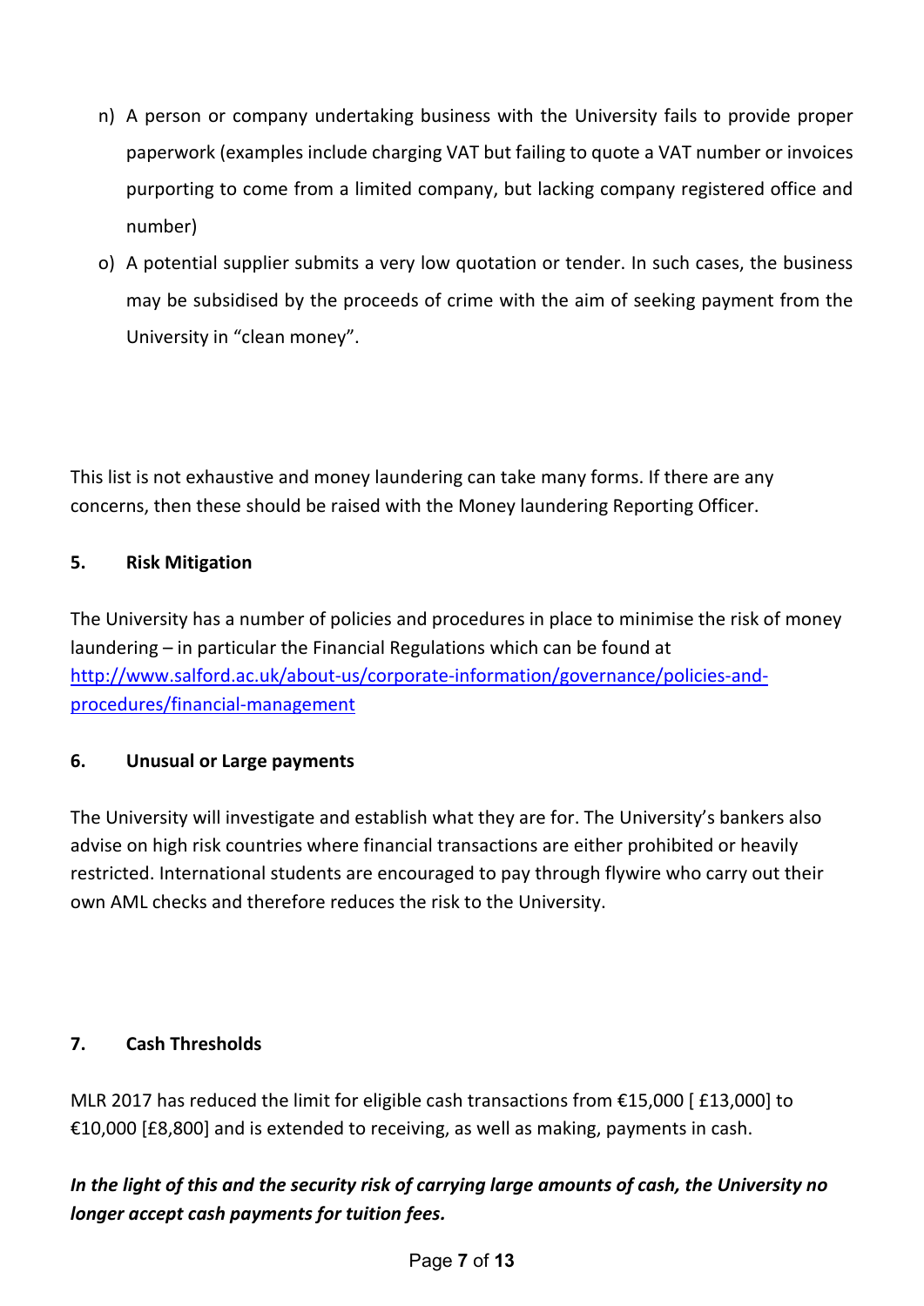n) A person or company undertaking business with the University fails to provide proper paperwork (examples include charging VAT but failing to quote a VAT number or invoices purporting to come from a limited company, but lacking company registered office and number)

o) A potential supplier submits a very low quotation or tender. In such cases, the business may be subsidised by the proceeds of crime with the aim of seeking payment from the University in "clean money".

This list is not exhaustive and money laundering can take many forms. If there are any concerns, then these should be raised with the Money laundering Reporting Officer.

## 5. Risk Mitigation

The University has a number of policies and procedures in place to minimise the risk of money laundering – in particular the Financial Regulations which can be found at [http://www.salford.ac.uk/about-us/corporate-information/governance/policies-and-procedures/financial-management](http://www.salford.ac.uk/about-us/corporate-information/governance/policies-and-procedures/financial-management)

## 6. Unusual or Large payments

The University will investigate and establish what they are for. The University's bankers also advise on high risk countries where financial transactions are either prohibited or heavily restricted. International students are encouraged to pay through flywire who carry out their own AML checks and therefore reduces the risk to the University.

## 7. Cash Thresholds

MLR 2017 has reduced the limit for eligible cash transactions from €15,000 [ £13,000] to €10,000 [£8,800] and is extended to receiving, as well as making, payments in cash.

***In the light of this and the security risk of carrying large amounts of cash, the University no longer accept cash payments for tuition fees.***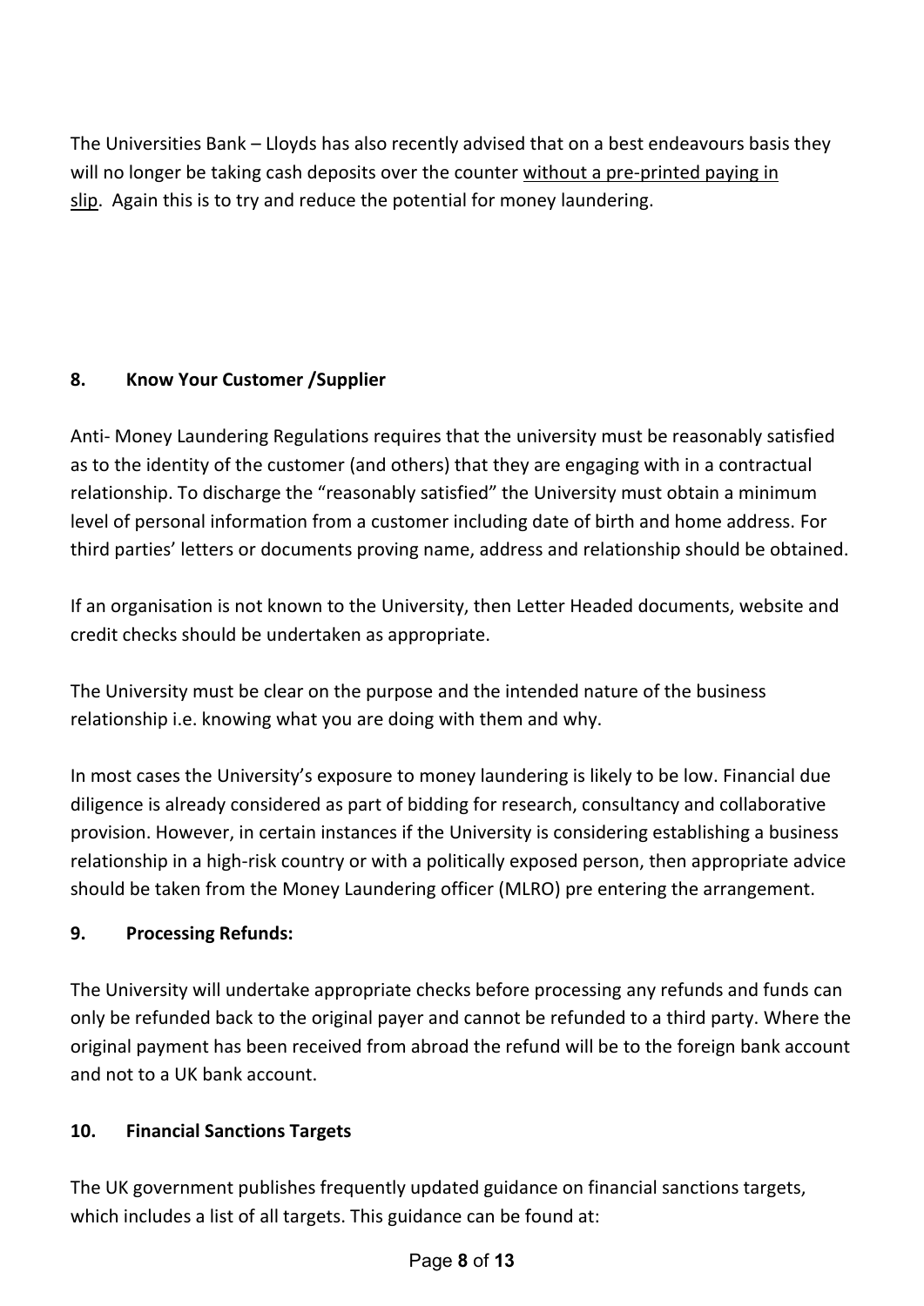The Universities Bank – Lloyds has also recently advised that on a best endeavours basis they will no longer be taking cash deposits over the counter <u>without a pre-printed paying in slip</u>. Again this is to try and reduce the potential for money laundering.

## 8. Know Your Customer /Supplier

Anti- Money Laundering Regulations requires that the university must be reasonably satisfied as to the identity of the customer (and others) that they are engaging with in a contractual relationship. To discharge the "reasonably satisfied" the University must obtain a minimum level of personal information from a customer including date of birth and home address. For third parties' letters or documents proving name, address and relationship should be obtained.

If an organisation is not known to the University, then Letter Headed documents, website and credit checks should be undertaken as appropriate.

The University must be clear on the purpose and the intended nature of the business relationship i.e. knowing what you are doing with them and why.

In most cases the University's exposure to money laundering is likely to be low. Financial due diligence is already considered as part of bidding for research, consultancy and collaborative provision. However, in certain instances if the University is considering establishing a business relationship in a high-risk country or with a politically exposed person, then appropriate advice should be taken from the Money Laundering officer (MLRO) pre entering the arrangement.

## 9. Processing Refunds:

The University will undertake appropriate checks before processing any refunds and funds can only be refunded back to the original payer and cannot be refunded to a third party. Where the original payment has been received from abroad the refund will be to the foreign bank account and not to a UK bank account.

## 10. Financial Sanctions Targets

The UK government publishes frequently updated guidance on financial sanctions targets, which includes a list of all targets. This guidance can be found at: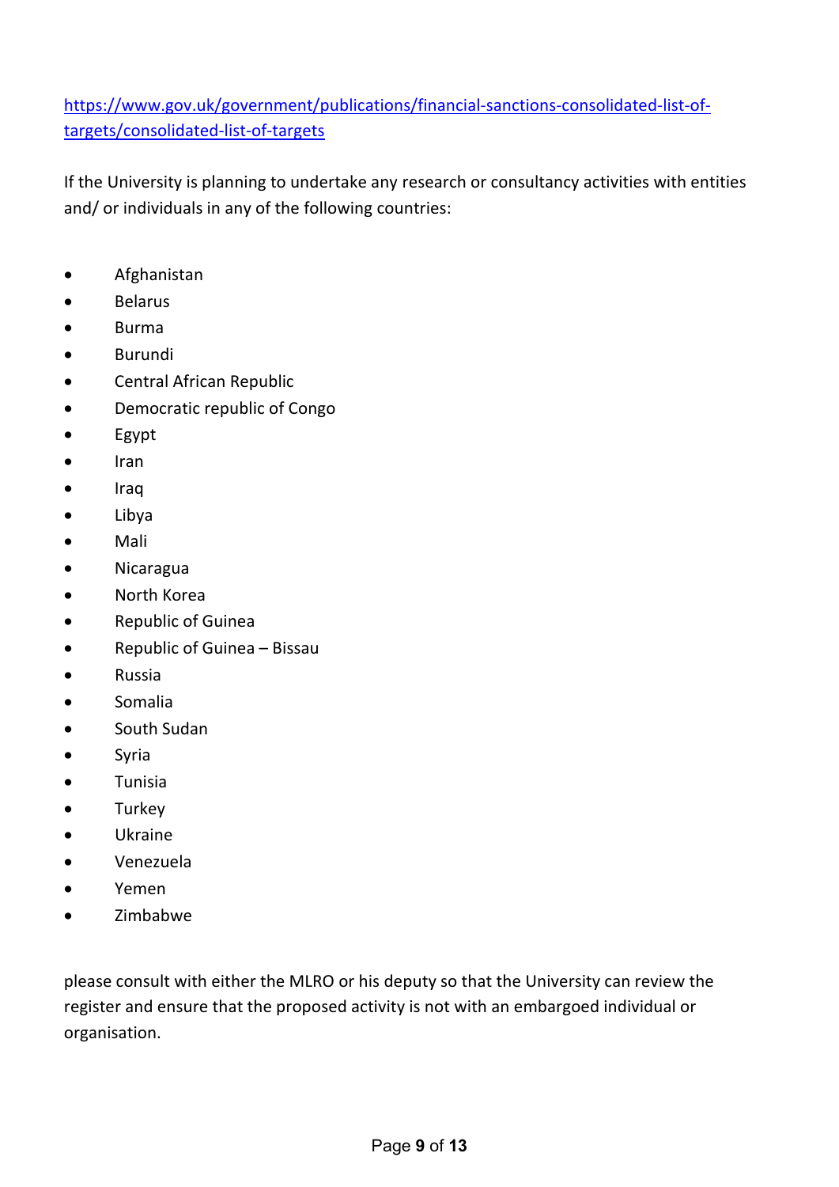[https://www.gov.uk/government/publications/financial-sanctions-consolidated-list-of-targets/consolidated-list-of-targets](https://www.gov.uk/government/publications/financial-sanctions-consolidated-list-of-targets/consolidated-list-of-targets)

If the University is planning to undertake any research or consultancy activities with entities and/ or individuals in any of the following countries:

- Afghanistan
- Belarus
- Burma
- Burundi
- Central African Republic
- Democratic republic of Congo
- Egypt
- Iran
- Iraq
- Libya
- Mali
- Nicaragua
- North Korea
- Republic of Guinea
- Republic of Guinea – Bissau
- Russia
- Somalia
- South Sudan
- Syria
- Tunisia
- Turkey
- Ukraine
- Venezuela
- Yemen
- Zimbabwe

please consult with either the MLRO or his deputy so that the University can review the register and ensure that the proposed activity is not with an embargoed individual or organisation.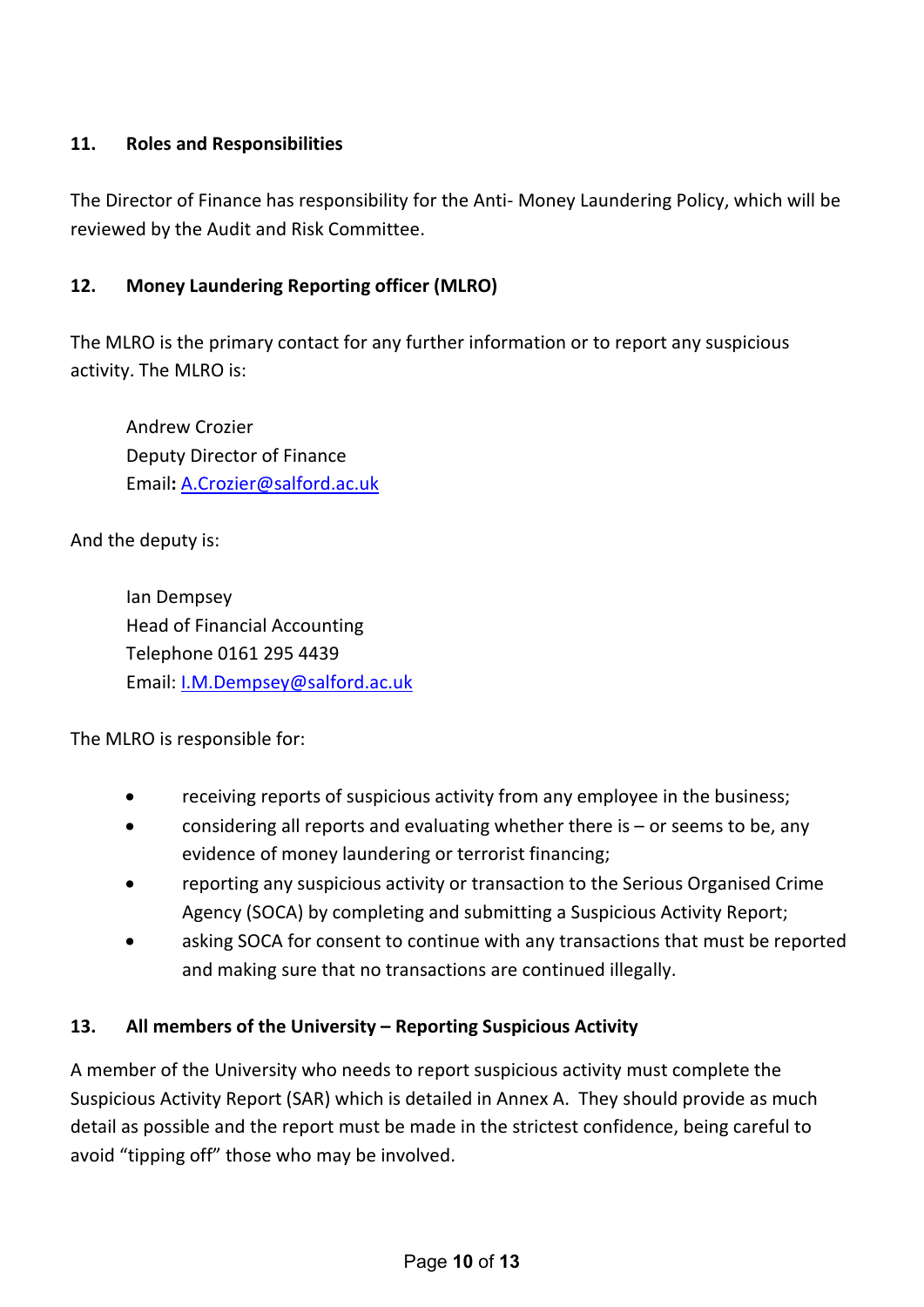## 11. Roles and Responsibilities

The Director of Finance has responsibility for the Anti- Money Laundering Policy, which will be reviewed by the Audit and Risk Committee.

## 12. Money Laundering Reporting officer (MLRO)

The MLRO is the primary contact for any further information or to report any suspicious activity. The MLRO is:

Andrew Crozier
Deputy Director of Finance
Email**:** A.Crozier@salford.ac.uk

And the deputy is:

Ian Dempsey
Head of Financial Accounting
Telephone 0161 295 4439
Email: I.M.Dempsey@salford.ac.uk

The MLRO is responsible for:

- receiving reports of suspicious activity from any employee in the business;
- considering all reports and evaluating whether there is – or seems to be, any evidence of money laundering or terrorist financing;
- reporting any suspicious activity or transaction to the Serious Organised Crime Agency (SOCA) by completing and submitting a Suspicious Activity Report;
- asking SOCA for consent to continue with any transactions that must be reported and making sure that no transactions are continued illegally.

## 13. All members of the University – Reporting Suspicious Activity

A member of the University who needs to report suspicious activity must complete the Suspicious Activity Report (SAR) which is detailed in Annex A. They should provide as much detail as possible and the report must be made in the strictest confidence, being careful to avoid "tipping off" those who may be involved.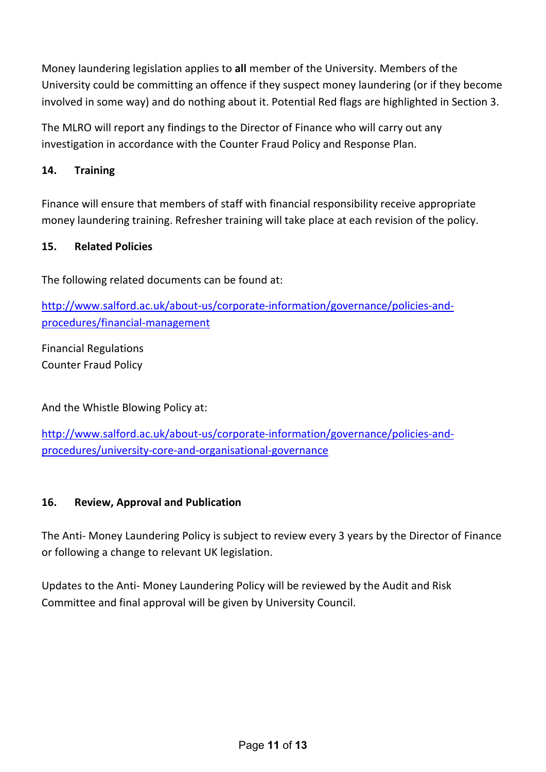Money laundering legislation applies to **all** member of the University. Members of the University could be committing an offence if they suspect money laundering (or if they become involved in some way) and do nothing about it. Potential Red flags are highlighted in Section 3.

The MLRO will report any findings to the Director of Finance who will carry out any investigation in accordance with the Counter Fraud Policy and Response Plan.

## 14. Training

Finance will ensure that members of staff with financial responsibility receive appropriate money laundering training. Refresher training will take place at each revision of the policy.

## 15. Related Policies

The following related documents can be found at:

[http://www.salford.ac.uk/about-us/corporate-information/governance/policies-and-procedures/financial-management](http://www.salford.ac.uk/about-us/corporate-information/governance/policies-and-procedures/financial-management)

Financial Regulations
Counter Fraud Policy

And the Whistle Blowing Policy at:

[http://www.salford.ac.uk/about-us/corporate-information/governance/policies-and-procedures/university-core-and-organisational-governance](http://www.salford.ac.uk/about-us/corporate-information/governance/policies-and-procedures/university-core-and-organisational-governance)

## 16. Review, Approval and Publication

The Anti- Money Laundering Policy is subject to review every 3 years by the Director of Finance or following a change to relevant UK legislation.

Updates to the Anti- Money Laundering Policy will be reviewed by the Audit and Risk Committee and final approval will be given by University Council.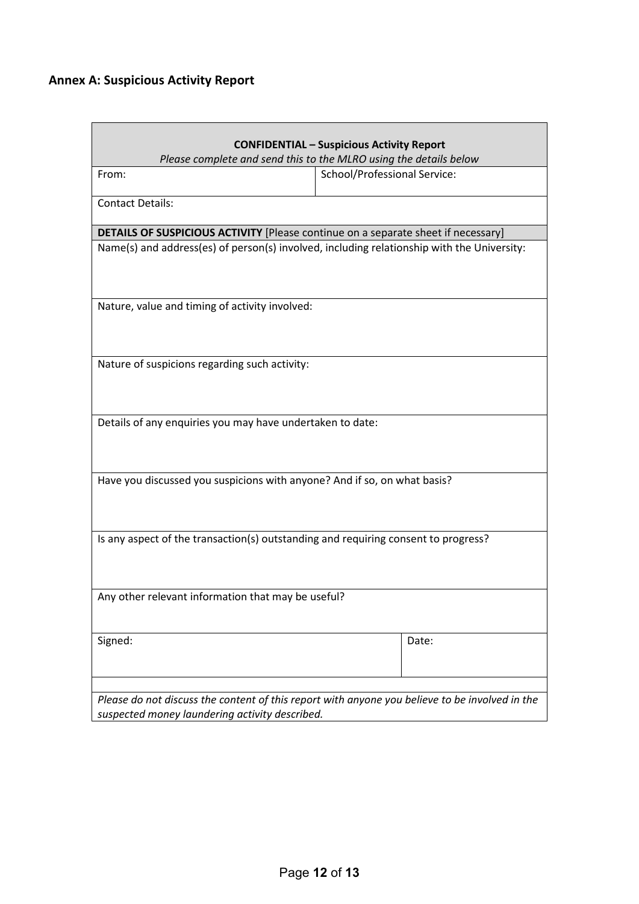## Annex A: Suspicious Activity Report

| **CONFIDENTIAL – Suspicious Activity Report**<br>*Please complete and send this to the MLRO using the details below* | |
|---|---|
| From: | School/Professional Service: |
| Contact Details: | |
| **DETAILS OF SUSPICIOUS ACTIVITY** [Please continue on a separate sheet if necessary] | |
| Name(s) and address(es) of person(s) involved, including relationship with the University: | |
| Nature, value and timing of activity involved: | |
| Nature of suspicions regarding such activity: | |
| Details of any enquiries you may have undertaken to date: | |
| Have you discussed you suspicions with anyone? And if so, on what basis? | |
| Is any aspect of the transaction(s) outstanding and requiring consent to progress? | |
| Any other relevant information that may be useful? | |
| Signed: | Date: |
| | |
| *Please do not discuss the content of this report with anyone you believe to be involved in the suspected money laundering activity described.* | |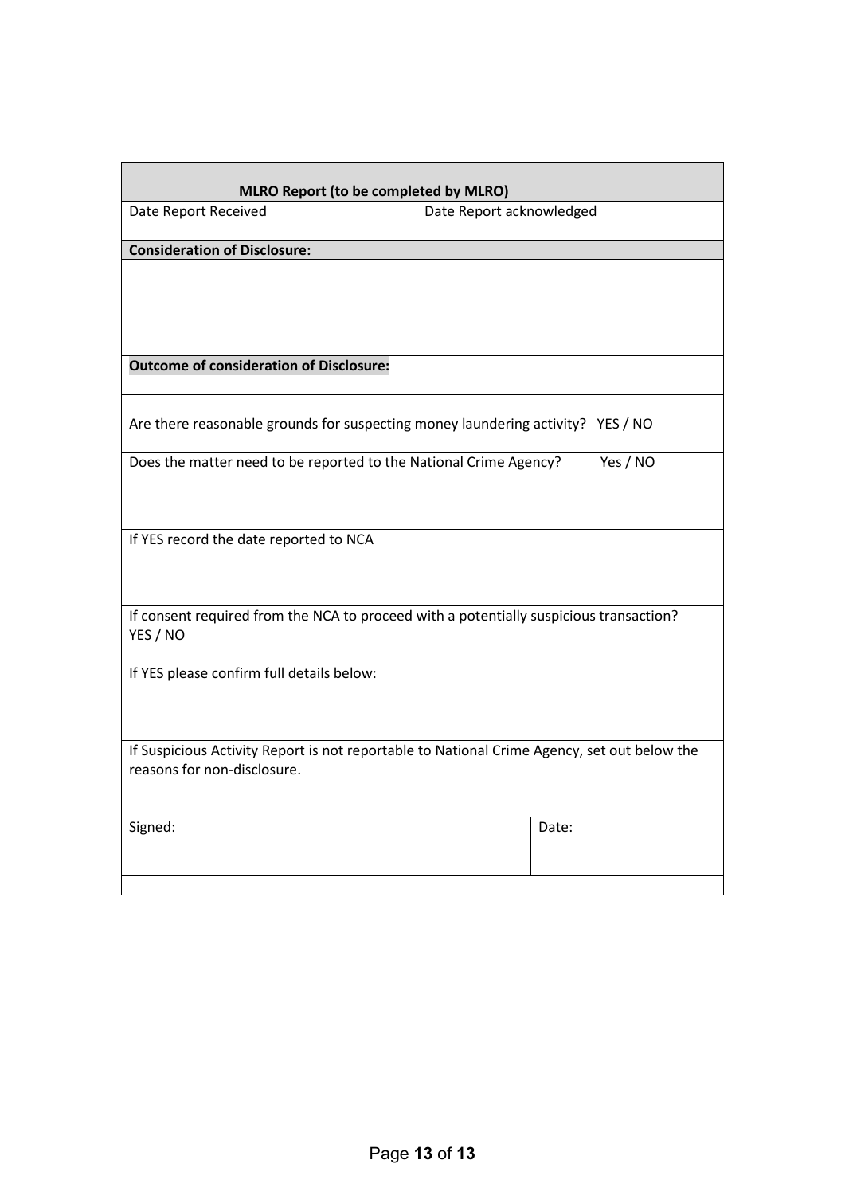| MLRO Report (to be completed by MLRO) | |
|---|---|
| Date Report Received | Date Report acknowledged |
| **Consideration of Disclosure:** | |
| | |
| **Outcome of consideration of Disclosure:** | |
| Are there reasonable grounds for suspecting money laundering activity? YES / NO | |
| Does the matter need to be reported to the National Crime Agency? Yes / NO | |
| If YES record the date reported to NCA | |
| If consent required from the NCA to proceed with a potentially suspicious transaction? YES / NO<br><br>If YES please confirm full details below: | |
| If Suspicious Activity Report is not reportable to National Crime Agency, set out below the reasons for non-disclosure. | |
| Signed: | Date: |